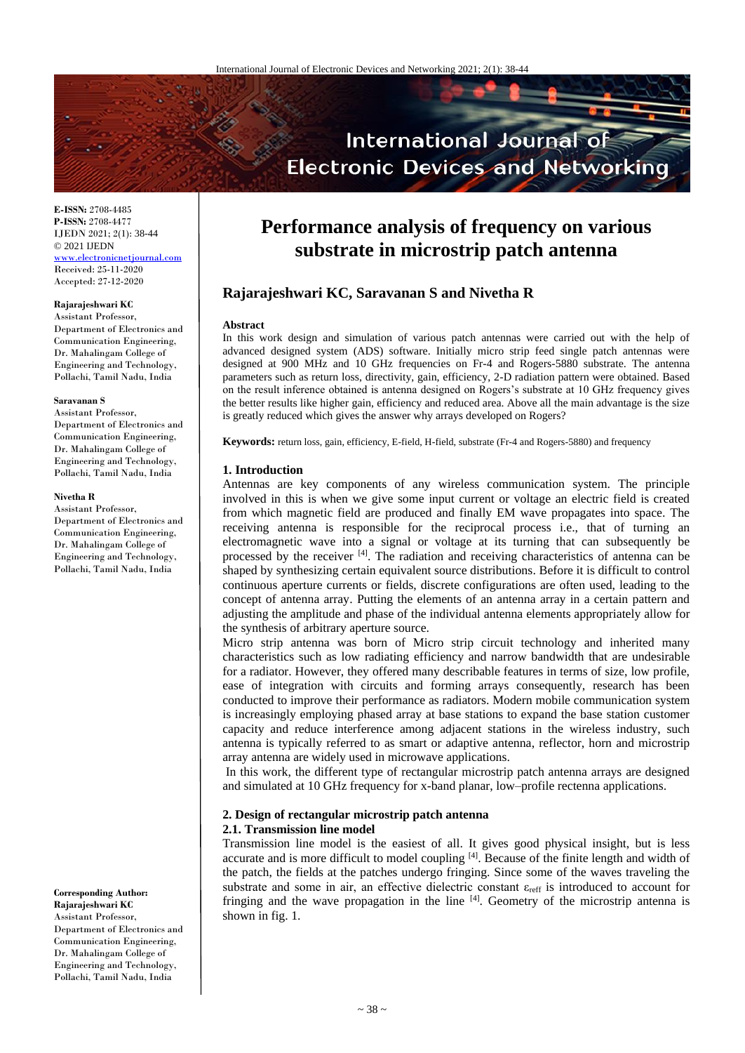**E-ISSN:** 2708-4485
**P-ISSN:** 2708-4477
IJEDN 2021; 2(1): 38-44
© 2021 IJEDN
www.electronicnetjournal.com
Received: 25-11-2020
Accepted: 27-12-2020

**Rajarajeshwari KC**
Assistant Professor, Department of Electronics and Communication Engineering, Dr. Mahalingam College of Engineering and Technology, Pollachi, Tamil Nadu, India

**Saravanan S**
Assistant Professor, Department of Electronics and Communication Engineering, Dr. Mahalingam College of Engineering and Technology, Pollachi, Tamil Nadu, India

**Nivetha R**
Assistant Professor, Department of Electronics and Communication Engineering, Dr. Mahalingam College of Engineering and Technology, Pollachi, Tamil Nadu, India

**Corresponding Author:**
**Rajarajeshwari KC**
Assistant Professor, Department of Electronics and Communication Engineering, Dr. Mahalingam College of Engineering and Technology, Pollachi, Tamil Nadu, India

# Performance analysis of frequency on various substrate in microstrip patch antenna

## Rajarajeshwari KC, Saravanan S and Nivetha R

**Abstract**

In this work design and simulation of various patch antennas were carried out with the help of advanced designed system (ADS) software. Initially micro strip feed single patch antennas were designed at 900 MHz and 10 GHz frequencies on Fr-4 and Rogers-5880 substrate. The antenna parameters such as return loss, directivity, gain, efficiency, 2-D radiation pattern were obtained. Based on the result inference obtained is antenna designed on Rogers's substrate at 10 GHz frequency gives the better results like higher gain, efficiency and reduced area. Above all the main advantage is the size is greatly reduced which gives the answer why arrays developed on Rogers?

**Keywords:** return loss, gain, efficiency, E-field, H-field, substrate (Fr-4 and Rogers-5880) and frequency

### 1. Introduction

Antennas are key components of any wireless communication system. The principle involved in this is when we give some input current or voltage an electric field is created from which magnetic field are produced and finally EM wave propagates into space. The receiving antenna is responsible for the reciprocal process i.e., that of turning an electromagnetic wave into a signal or voltage at its turning that can subsequently be processed by the receiver [4]. The radiation and receiving characteristics of antenna can be shaped by synthesizing certain equivalent source distributions. Before it is difficult to control continuous aperture currents or fields, discrete configurations are often used, leading to the concept of antenna array. Putting the elements of an antenna array in a certain pattern and adjusting the amplitude and phase of the individual antenna elements appropriately allow for the synthesis of arbitrary aperture source.

Micro strip antenna was born of Micro strip circuit technology and inherited many characteristics such as low radiating efficiency and narrow bandwidth that are undesirable for a radiator. However, they offered many describable features in terms of size, low profile, ease of integration with circuits and forming arrays consequently, research has been conducted to improve their performance as radiators. Modern mobile communication system is increasingly employing phased array at base stations to expand the base station customer capacity and reduce interference among adjacent stations in the wireless industry, such antenna is typically referred to as smart or adaptive antenna, reflector, horn and microstrip array antenna are widely used in microwave applications.

In this work, the different type of rectangular microstrip patch antenna arrays are designed and simulated at 10 GHz frequency for x-band planar, low–profile rectenna applications.

### 2. Design of rectangular microstrip patch antenna

#### 2.1. Transmission line model

Transmission line model is the easiest of all. It gives good physical insight, but is less accurate and is more difficult to model coupling [4]. Because of the finite length and width of the patch, the fields at the patches undergo fringing. Since some of the waves traveling the substrate and some in air, an effective dielectric constant $\varepsilon_{reff}$ is introduced to account for fringing and the wave propagation in the line [4]. Geometry of the microstrip antenna is shown in fig. 1.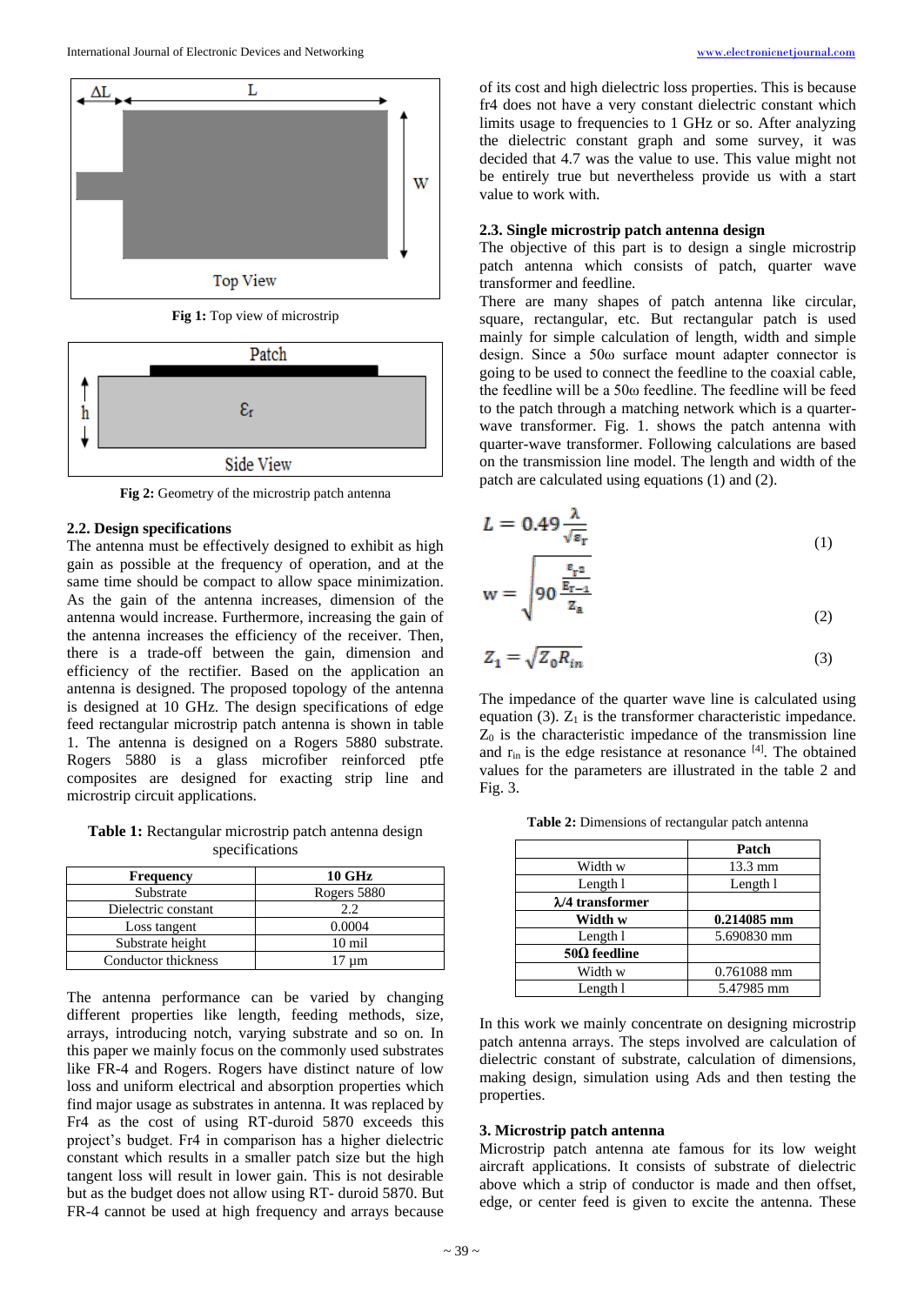Fig 1: Top view of microstrip

Fig 2: Geometry of the microstrip patch antenna

### 2.2. Design specifications

The antenna must be effectively designed to exhibit as high gain as possible at the frequency of operation, and at the same time should be compact to allow space minimization. As the gain of the antenna increases, dimension of the antenna would increase. Furthermore, increasing the gain of the antenna increases the efficiency of the receiver. Then, there is a trade-off between the gain, dimension and efficiency of the rectifier. Based on the application an antenna is designed. The proposed topology of the antenna is designed at 10 GHz. The design specifications of edge feed rectangular microstrip patch antenna is shown in table 1. The antenna is designed on a Rogers 5880 substrate. Rogers 5880 is a glass microfiber reinforced ptfe composites are designed for exacting strip line and microstrip circuit applications.

**Table 1:** Rectangular microstrip patch antenna design specifications

| Frequency | 10 GHz |
|---|---|
| Substrate | Rogers 5880 |
| Dielectric constant | 2.2 |
| Loss tangent | 0.0004 |
| Substrate height | 10 mil |
| Conductor thickness | 17 µm |

The antenna performance can be varied by changing different properties like length, feeding methods, size, arrays, introducing notch, varying substrate and so on. In this paper we mainly focus on the commonly used substrates like FR-4 and Rogers. Rogers have distinct nature of low loss and uniform electrical and absorption properties which find major usage as substrates in antenna. It was replaced by Fr4 as the cost of using RT-duroid 5870 exceeds this project's budget. Fr4 in comparison has a higher dielectric constant which results in a smaller patch size but the high tangent loss will result in lower gain. This is not desirable but as the budget does not allow using RT- duroid 5870. But FR-4 cannot be used at high frequency and arrays because of its cost and high dielectric loss properties. This is because fr4 does not have a very constant dielectric constant which limits usage to frequencies to 1 GHz or so. After analyzing the dielectric constant graph and some survey, it was decided that 4.7 was the value to use. This value might not be entirely true but nevertheless provide us with a start value to work with.

### 2.3. Single microstrip patch antenna design

The objective of this part is to design a single microstrip patch antenna which consists of patch, quarter wave transformer and feedline.

There are many shapes of patch antenna like circular, square, rectangular, etc. But rectangular patch is used mainly for simple calculation of length, width and simple design. Since a 50ω surface mount adapter connector is going to be used to connect the feedline to the coaxial cable, the feedline will be a 50ω feedline. The feedline will be feed to the patch through a matching network which is a quarter-wave transformer. Fig. 1. shows the patch antenna with quarter-wave transformer. Following calculations are based on the transmission line model. The length and width of the patch are calculated using equations (1) and (2).

$$L = 0.49\frac{\lambda}{\sqrt{\varepsilon_r}} \tag{1}$$

$$w = \sqrt{90\,\frac{\frac{\varepsilon_r{}^2}{\varepsilon_{r-1}}}{z_a}} \tag{2}$$

$$Z_1 = \sqrt{Z_0 R_{in}} \tag{3}$$

The impedance of the quarter wave line is calculated using equation (3). $Z_1$ is the transformer characteristic impedance. $Z_0$ is the characteristic impedance of the transmission line and $r_{in}$ is the edge resistance at resonance [4]. The obtained values for the parameters are illustrated in the table 2 and Fig. 3.

**Table 2:** Dimensions of rectangular patch antenna

| | **Patch** |
|---|---|
| Width w | 13.3 mm |
| Length l | Length l |
| **λ/4 transformer** | |
| **Width w** | **0.214085 mm** |
| Length l | 5.690830 mm |
| **50Ω feedline** | |
| Width w | 0.761088 mm |
| Length l | 5.47985 mm |

In this work we mainly concentrate on designing microstrip patch antenna arrays. The steps involved are calculation of dielectric constant of substrate, calculation of dimensions, making design, simulation using Ads and then testing the properties.

## 3. Microstrip patch antenna

Microstrip patch antenna ate famous for its low weight aircraft applications. It consists of substrate of dielectric above which a strip of conductor is made and then offset, edge, or center feed is given to excite the antenna. These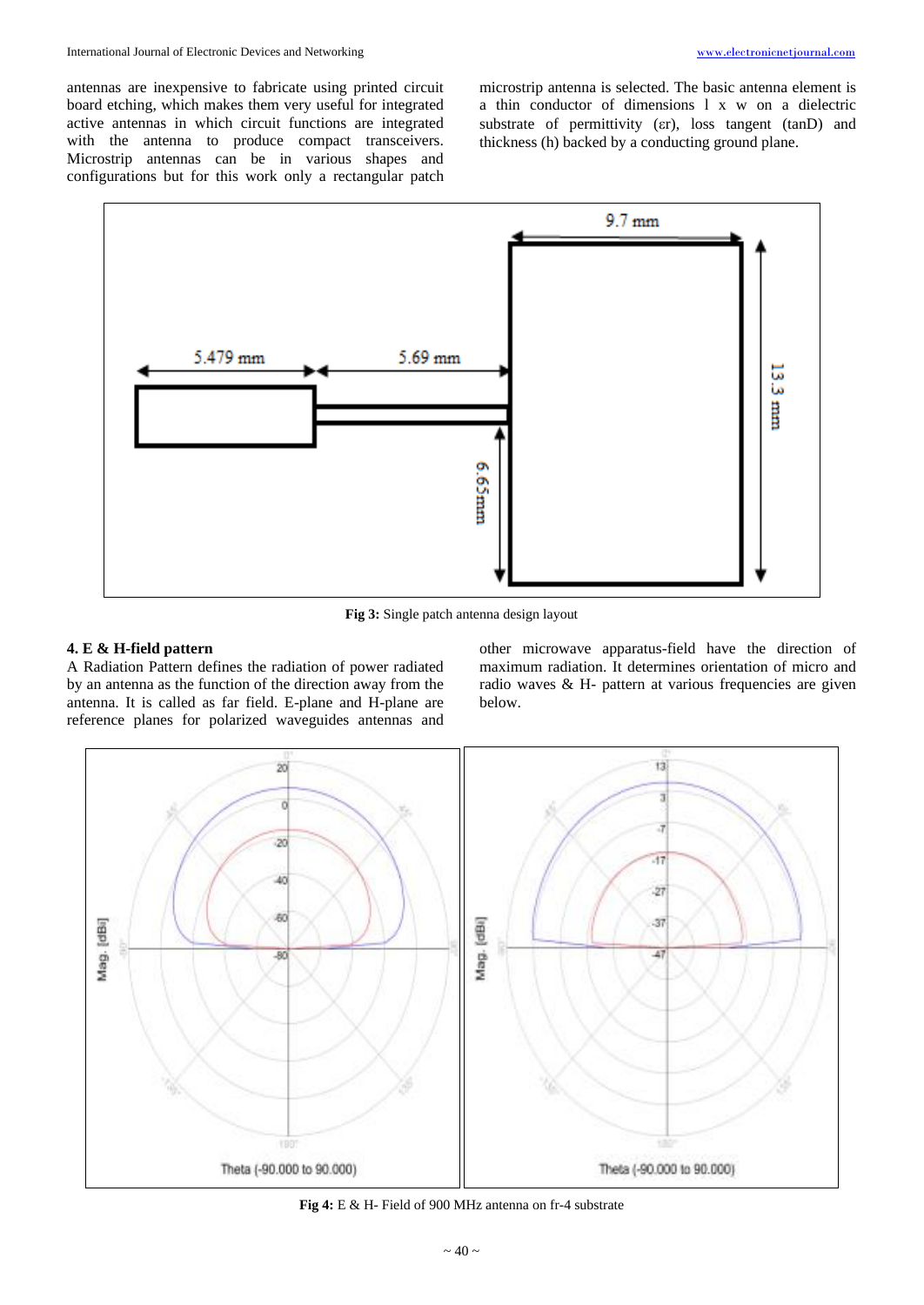antennas are inexpensive to fabricate using printed circuit board etching, which makes them very useful for integrated active antennas in which circuit functions are integrated with the antenna to produce compact transceivers. Microstrip antennas can be in various shapes and configurations but for this work only a rectangular patch microstrip antenna is selected. The basic antenna element is a thin conductor of dimensions l x w on a dielectric substrate of permittivity (εr), loss tangent (tanD) and thickness (h) backed by a conducting ground plane.

**Fig 3:** Single patch antenna design layout

### 4. E & H-field pattern

A Radiation Pattern defines the radiation of power radiated by an antenna as the function of the direction away from the antenna. It is called as far field. E-plane and H-plane are reference planes for polarized waveguides antennas and other microwave apparatus-field have the direction of maximum radiation. It determines orientation of micro and radio waves & H- pattern at various frequencies are given below.

**Fig 4:** E & H- Field of 900 MHz antenna on fr-4 substrate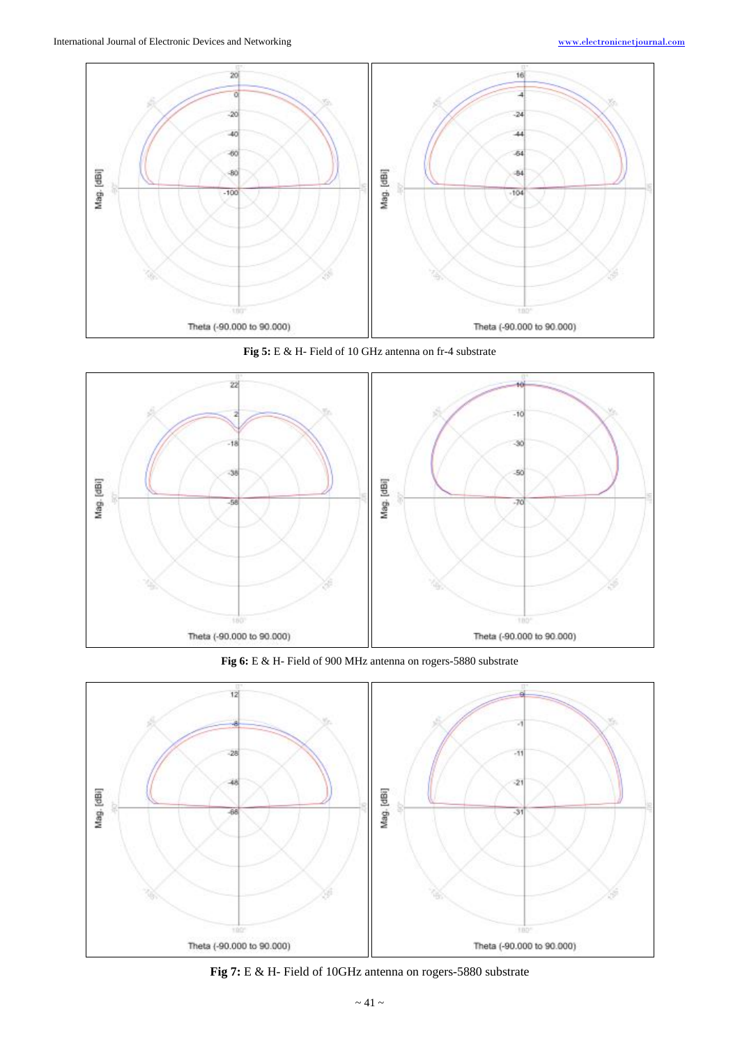**Fig 5:** E & H- Field of 10 GHz antenna on fr-4 substrate

**Fig 6:** E & H- Field of 900 MHz antenna on rogers-5880 substrate

**Fig 7:** E & H- Field of 10GHz antenna on rogers-5880 substrate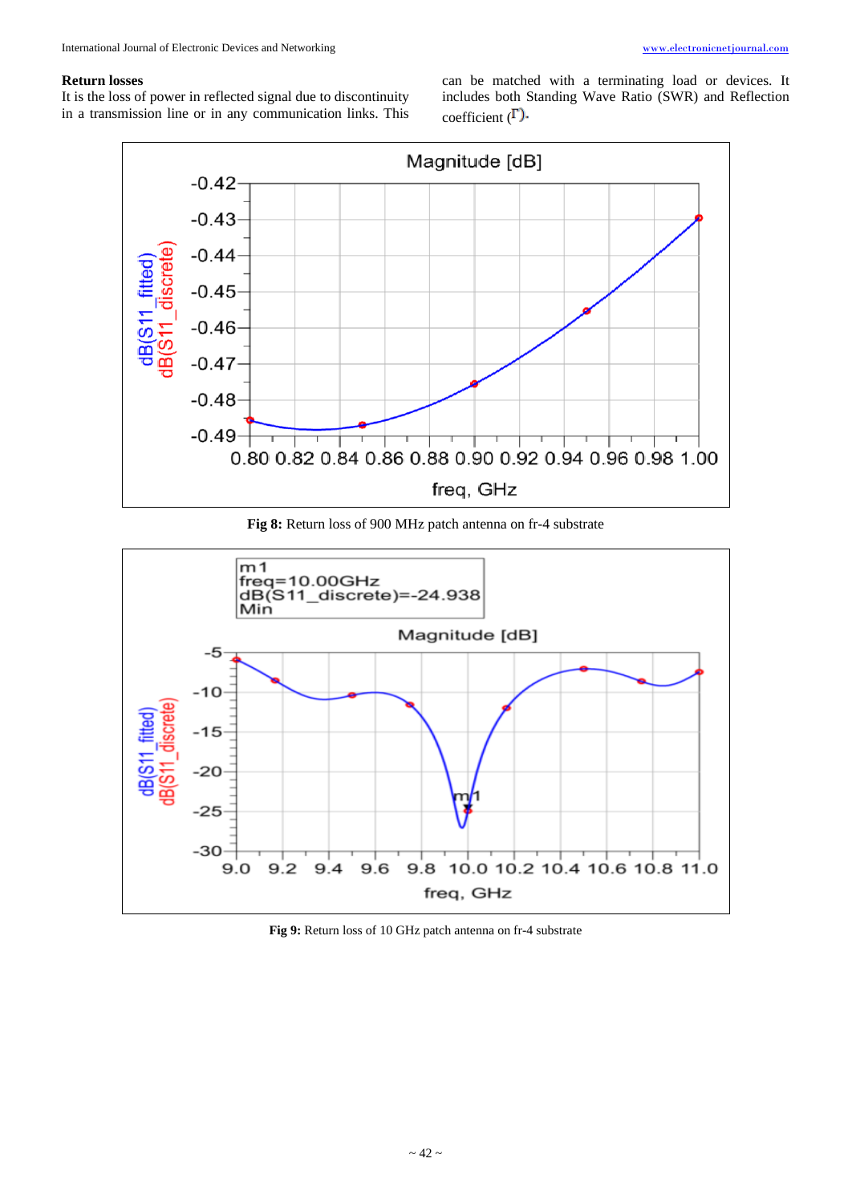### Return losses

It is the loss of power in reflected signal due to discontinuity in a transmission line or in any communication links. This can be matched with a terminating load or devices. It includes both Standing Wave Ratio (SWR) and Reflection coefficient ($\Gamma$).

**Fig 8:** Return loss of 900 MHz patch antenna on fr-4 substrate

**Fig 9:** Return loss of 10 GHz patch antenna on fr-4 substrate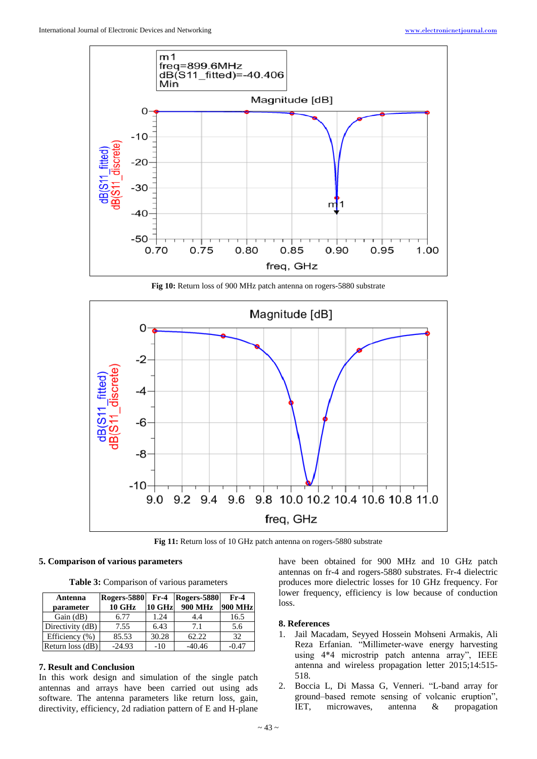Fig 10: Return loss of 900 MHz patch antenna on rogers-5880 substrate

Fig 11: Return loss of 10 GHz patch antenna on rogers-5880 substrate

## 5. Comparison of various parameters

**Table 3:** Comparison of various parameters

| Antenna parameter | Rogers-5880 10 GHz | Fr-4 10 GHz | Rogers-5880 900 MHz | Fr-4 900 MHz |
|---|---|---|---|---|
| Gain (dB) | 6.77 | 1.24 | 4.4 | 16.5 |
| Directivity (dB) | 7.55 | 6.43 | 7.1 | 5.6 |
| Efficiency (%) | 85.53 | 30.28 | 62.22 | 32 |
| Return loss (dB) | -24.93 | -10 | -40.46 | -0.47 |

## 7. Result and Conclusion

In this work design and simulation of the single patch antennas and arrays have been carried out using ads software. The antenna parameters like return loss, gain, directivity, efficiency, 2d radiation pattern of E and H-plane have been obtained for 900 MHz and 10 GHz patch antennas on fr-4 and rogers-5880 substrates. Fr-4 dielectric produces more dielectric losses for 10 GHz frequency. For lower frequency, efficiency is low because of conduction loss.

## 8. References

1. Jail Macadam, Seyyed Hossein Mohseni Armakis, Ali Reza Erfanian. "Millimeter-wave energy harvesting using 4*4 microstrip patch antenna array", IEEE antenna and wireless propagation letter 2015;14:515-518.
2. Boccia L, Di Massa G, Venneri. "L-band array for ground–based remote sensing of volcanic eruption", IET, microwaves, antenna & propagation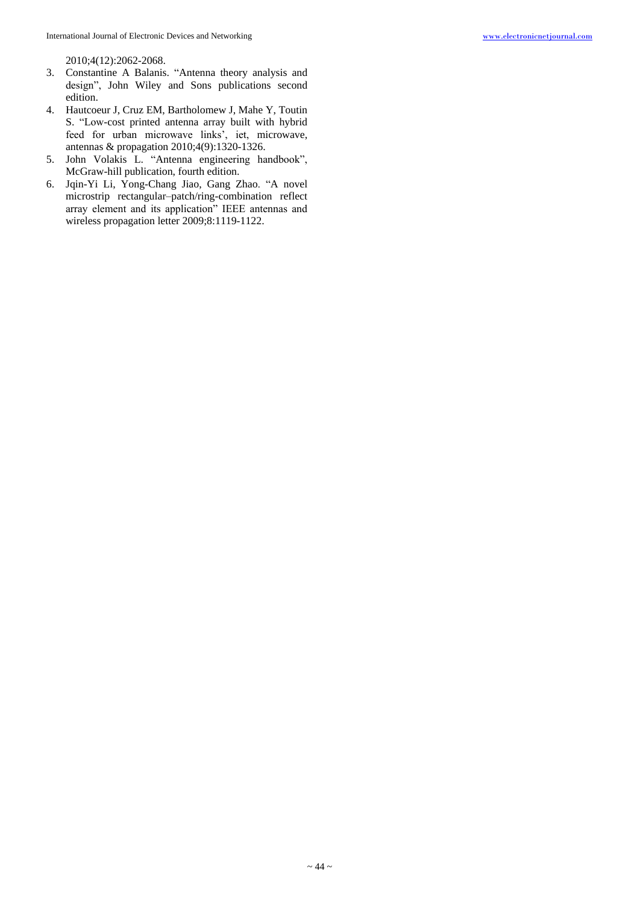2010;4(12):2062-2068.

3. Constantine A Balanis. "Antenna theory analysis and design", John Wiley and Sons publications second edition.
4. Hautcoeur J, Cruz EM, Bartholomew J, Mahe Y, Toutin S. "Low-cost printed antenna array built with hybrid feed for urban microwave links', iet, microwave, antennas & propagation 2010;4(9):1320-1326.
5. John Volakis L. "Antenna engineering handbook", McGraw-hill publication, fourth edition.
6. Jqin-Yi Li, Yong-Chang Jiao, Gang Zhao. "A novel microstrip rectangular–patch/ring-combination reflect array element and its application" IEEE antennas and wireless propagation letter 2009;8:1119-1122.